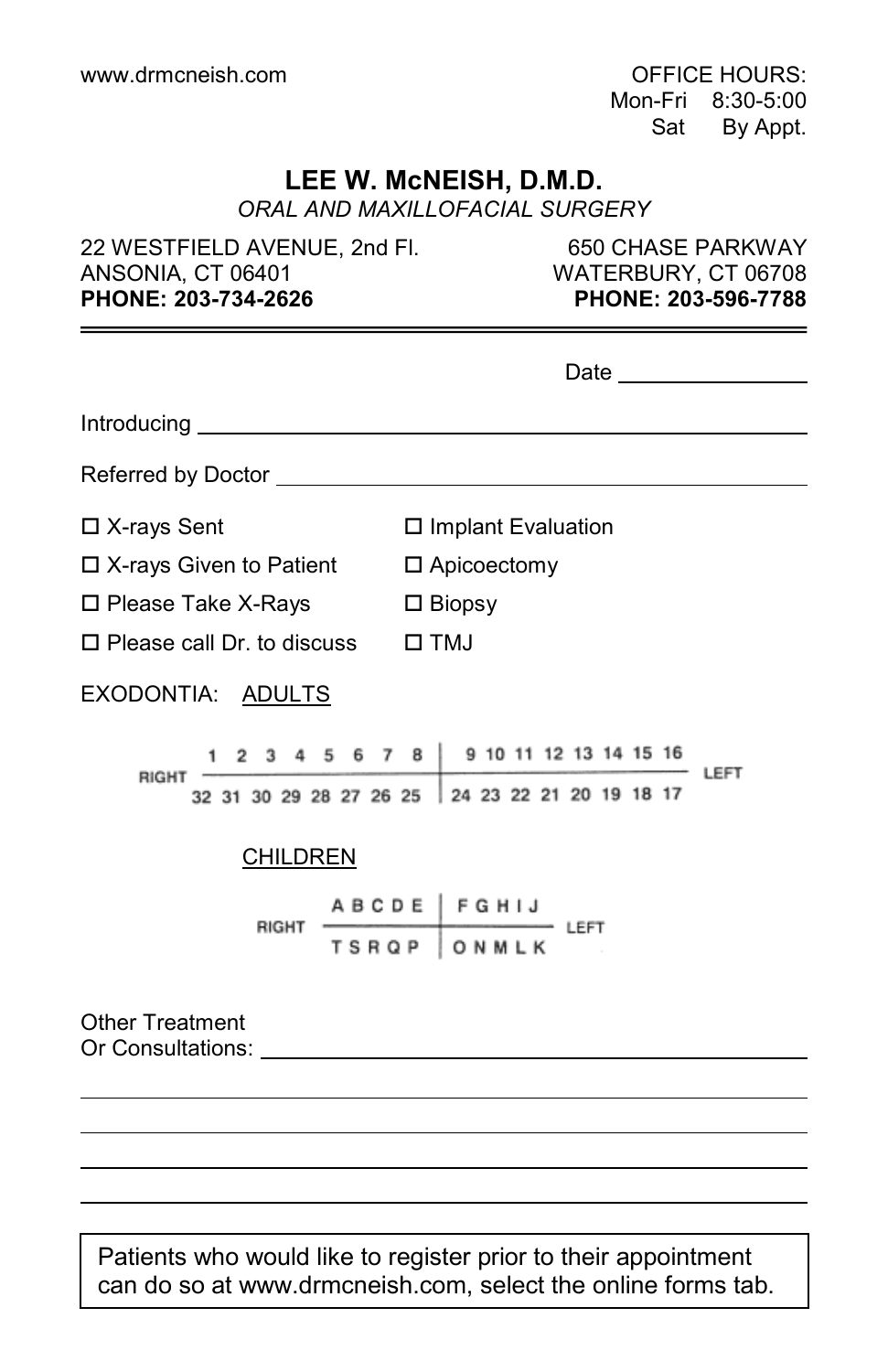www.drmcneish.com

OFFICE HOURS:
Mon-Fri 8:30-5:00
Sat By Appt.

# LEE W. McNEISH, D.M.D.

*ORAL AND MAXILLOFACIAL SURGERY*

22 WESTFIELD AVENUE, 2nd Fl.
ANSONIA, CT 06401
**PHONE: 203-734-2626**

650 CHASE PARKWAY
WATERBURY, CT 06708
**PHONE: 203-596-7788**

---

Date ________________

Introducing ____________________________________________

Referred by Doctor ______________________________________

- ☐ X-rays Sent
- ☐ X-rays Given to Patient
- ☐ Please Take X-Rays
- ☐ Please call Dr. to discuss
- ☐ Implant Evaluation
- ☐ Apicoectomy
- ☐ Biopsy
- ☐ TMJ

EXODONTIA: ADULTS

| | | | | | | | | | | | | | | | | | |
|---|---|---|---|---|---|---|---|---|---|---|---|---|---|---|---|---|---|
| RIGHT | 1 | 2 | 3 | 4 | 5 | 6 | 7 | 8 | 9 | 10 | 11 | 12 | 13 | 14 | 15 | 16 | LEFT |
| | 32 | 31 | 30 | 29 | 28 | 27 | 26 | 25 | 24 | 23 | 22 | 21 | 20 | 19 | 18 | 17 | |

CHILDREN

| | | | | | | | | | | | |
|---|---|---|---|---|---|---|---|---|---|---|---|
| RIGHT | A | B | C | D | E | F | G | H | I | J | LEFT |
| | T | S | R | Q | P | O | N | M | L | K | |

Other Treatment
Or Consultations: ______________________________________

Patients who would like to register prior to their appointment can do so at www.drmcneish.com, select the online forms tab.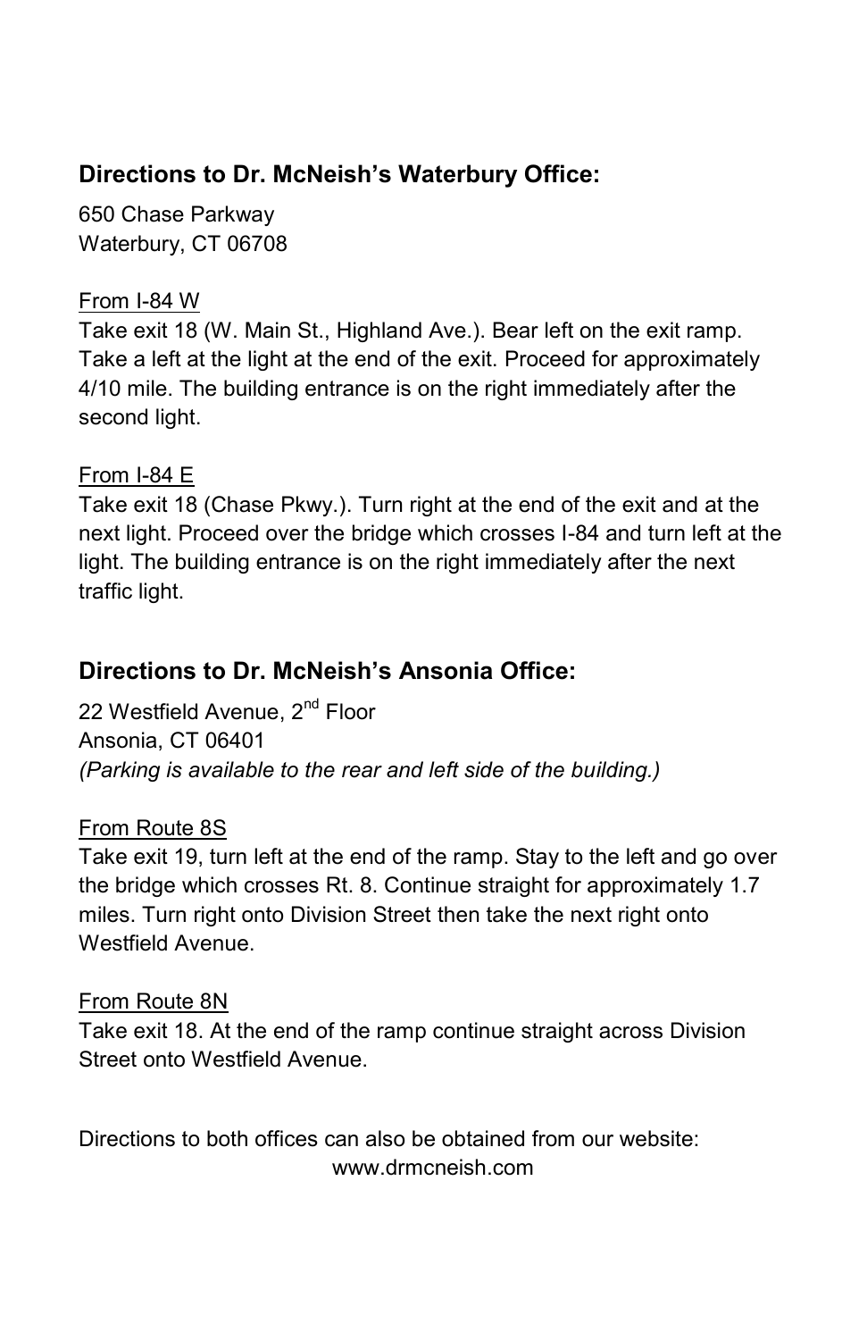## Directions to Dr. McNeish's Waterbury Office:

650 Chase Parkway
Waterbury, CT 06708

From I-84 W

Take exit 18 (W. Main St., Highland Ave.). Bear left on the exit ramp. Take a left at the light at the end of the exit. Proceed for approximately 4/10 mile. The building entrance is on the right immediately after the second light.

From I-84 E

Take exit 18 (Chase Pkwy.). Turn right at the end of the exit and at the next light. Proceed over the bridge which crosses I-84 and turn left at the light. The building entrance is on the right immediately after the next traffic light.

## Directions to Dr. McNeish's Ansonia Office:

22 Westfield Avenue, 2nd Floor
Ansonia, CT 06401
*(Parking is available to the rear and left side of the building.)*

From Route 8S

Take exit 19, turn left at the end of the ramp. Stay to the left and go over the bridge which crosses Rt. 8. Continue straight for approximately 1.7 miles. Turn right onto Division Street then take the next right onto Westfield Avenue.

From Route 8N

Take exit 18. At the end of the ramp continue straight across Division Street onto Westfield Avenue.

Directions to both offices can also be obtained from our website:
www.drmcneish.com